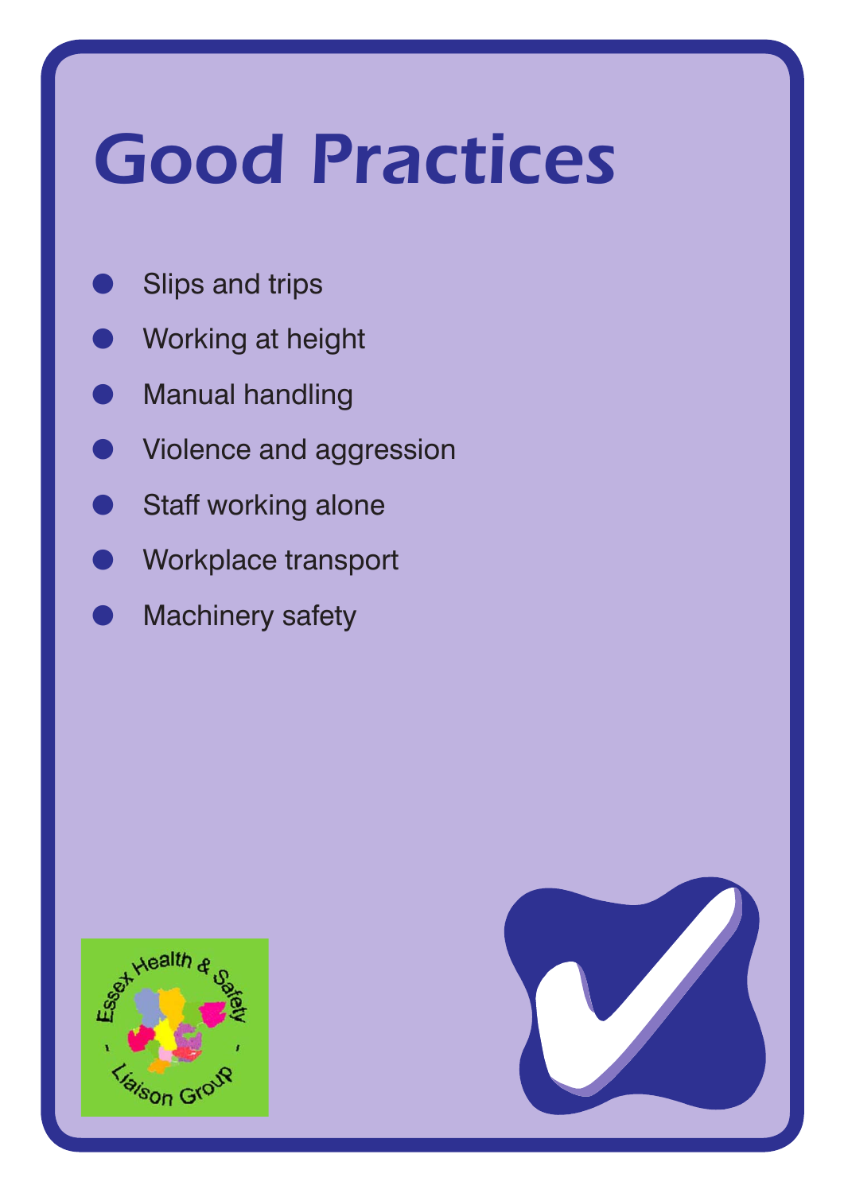# Good Practices

- Slips and trips
- Working at height
- Manual handling
- Violence and aggression
- Staff working alone
- Workplace transport
- Machinery safety

Essex Health & Safety - Liaison Group -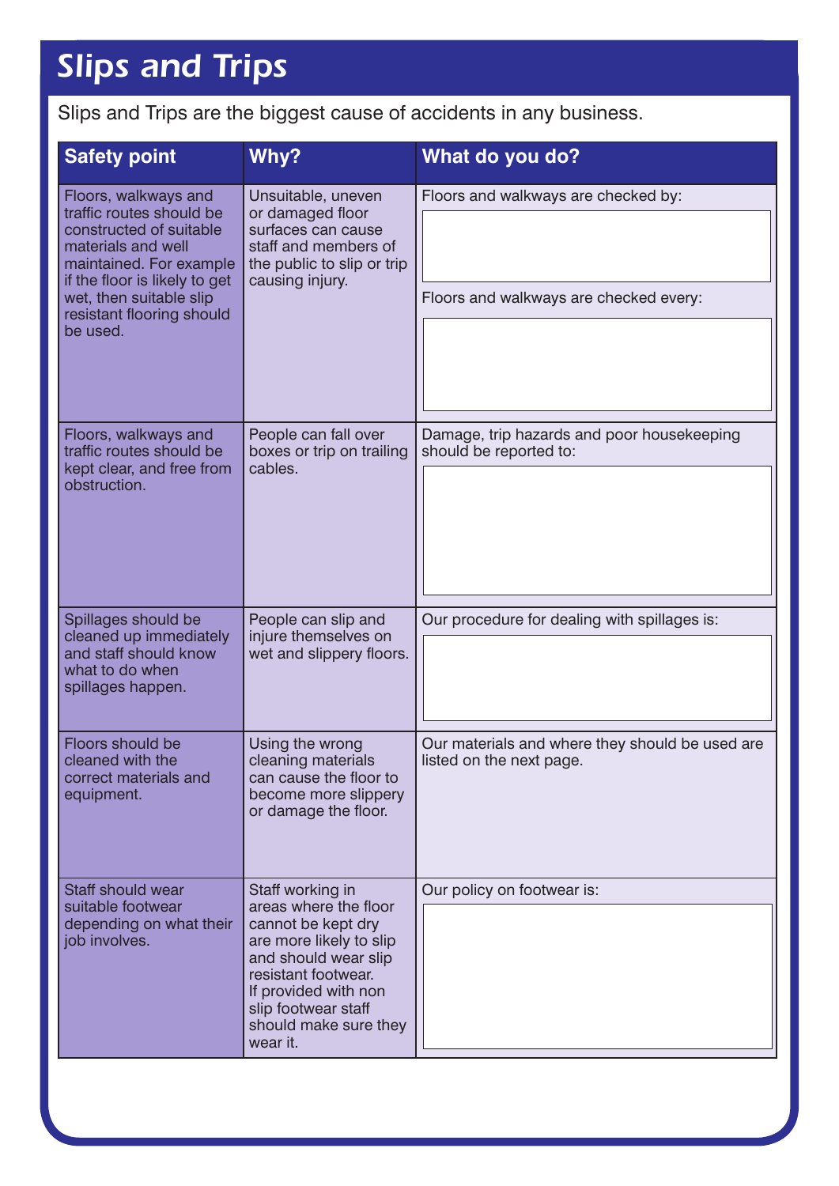# Slips and Trips

Slips and Trips are the biggest cause of accidents in any business.

| Safety point | Why? | What do you do? |
|---|---|---|
| Floors, walkways and traffic routes should be constructed of suitable materials and well maintained. For example if the floor is likely to get wet, then suitable slip resistant flooring should be used. | Unsuitable, uneven or damaged floor surfaces can cause staff and members of the public to slip or trip causing injury. | Floors and walkways are checked by: <br><br> Floors and walkways are checked every: |
| Floors, walkways and traffic routes should be kept clear, and free from obstruction. | People can fall over boxes or trip on trailing cables. | Damage, trip hazards and poor housekeeping should be reported to: |
| Spillages should be cleaned up immediately and staff should know what to do when spillages happen. | People can slip and injure themselves on wet and slippery floors. | Our procedure for dealing with spillages is: |
| Floors should be cleaned with the correct materials and equipment. | Using the wrong cleaning materials can cause the floor to become more slippery or damage the floor. | Our materials and where they should be used are listed on the next page. |
| Staff should wear suitable footwear depending on what their job involves. | Staff working in areas where the floor cannot be kept dry are more likely to slip and should wear slip resistant footwear. If provided with non slip footwear staff should make sure they wear it. | Our policy on footwear is: |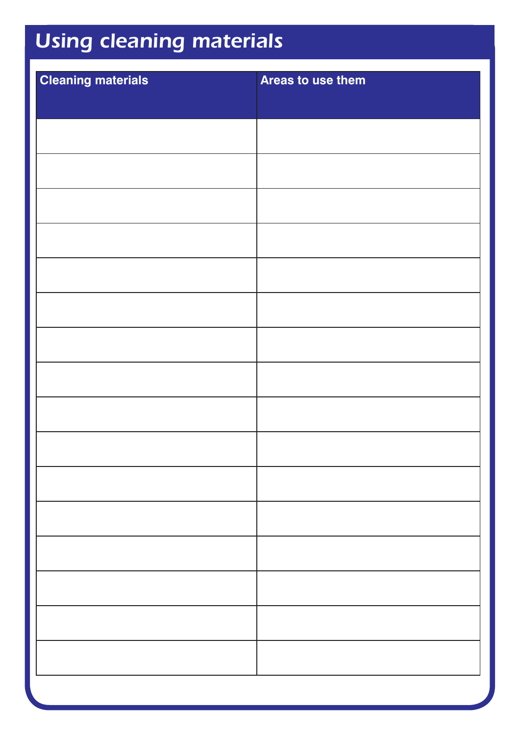# Using cleaning materials

| Cleaning materials | Areas to use them |
| --- | --- |
| | |
| | |
| | |
| | |
| | |
| | |
| | |
| | |
| | |
| | |
| | |
| | |
| | |
| | |
| | |
| | |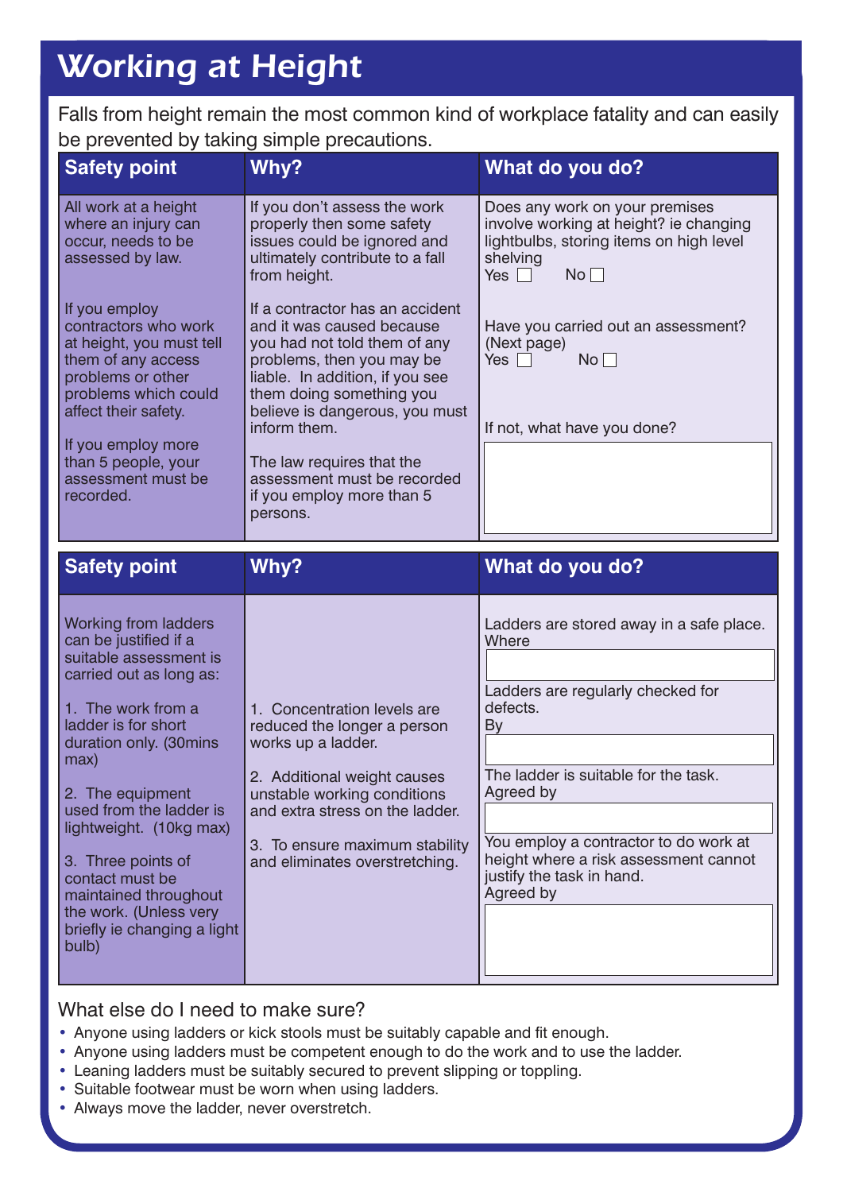# Working at Height

Falls from height remain the most common kind of workplace fatality and can easily be prevented by taking simple precautions.

| Safety point | Why? | What do you do? |
|---|---|---|
| All work at a height where an injury can occur, needs to be assessed by law. | If you don't assess the work properly then some safety issues could be ignored and ultimately contribute to a fall from height. | Does any work on your premises involve working at height? ie changing lightbulbs, storing items on high level shelving<br>Yes ☐ No ☐ |
| If you employ contractors who work at height, you must tell them of any access problems or other problems which could affect their safety. | If a contractor has an accident and it was caused because you had not told them of any problems, then you may be liable. In addition, if you see them doing something you believe is dangerous, you must inform them. | Have you carried out an assessment? (Next page)<br>Yes ☐ No ☐<br><br>If not, what have you done? |
| If you employ more than 5 people, your assessment must be recorded. | The law requires that the assessment must be recorded if you employ more than 5 persons. | |

| Safety point | Why? | What do you do? |
|---|---|---|
| Working from ladders can be justified if a suitable assessment is carried out as long as: | | Ladders are stored away in a safe place.<br>Where |
| 1. The work from a ladder is for short duration only. (30mins max) | 1. Concentration levels are reduced the longer a person works up a ladder. | Ladders are regularly checked for defects.<br>By |
| 2. The equipment used from the ladder is lightweight. (10kg max) | 2. Additional weight causes unstable working conditions and extra stress on the ladder. | The ladder is suitable for the task.<br>Agreed by |
| 3. Three points of contact must be maintained throughout the work. (Unless very briefly ie changing a light bulb) | 3. To ensure maximum stability and eliminates overstretching. | You employ a contractor to do work at height where a risk assessment cannot justify the task in hand.<br>Agreed by |

## What else do I need to make sure?

- Anyone using ladders or kick stools must be suitably capable and fit enough.
- Anyone using ladders must be competent enough to do the work and to use the ladder.
- Leaning ladders must be suitably secured to prevent slipping or toppling.
- Suitable footwear must be worn when using ladders.
- Always move the ladder, never overstretch.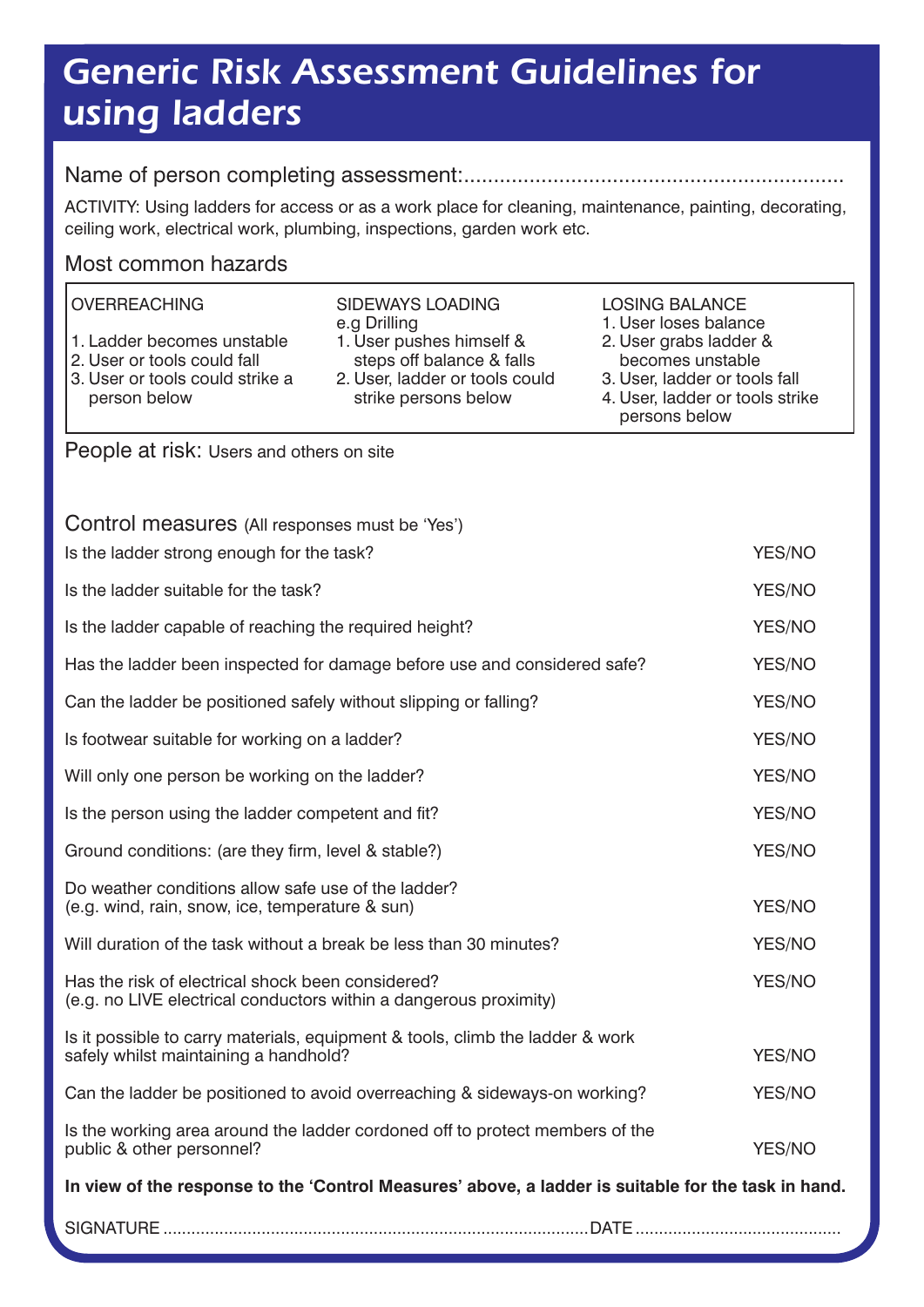# Generic Risk Assessment Guidelines for using ladders

Name of person completing assessment:................................................................

ACTIVITY: Using ladders for access or as a work place for cleaning, maintenance, painting, decorating, ceiling work, electrical work, plumbing, inspections, garden work etc.

## Most common hazards

| OVERREACHING | SIDEWAYS LOADING e.g Drilling | LOSING BALANCE |
|---|---|---|
| 1. Ladder becomes unstable<br>2. User or tools could fall<br>3. User or tools could strike a person below | 1. User pushes himself & steps off balance & falls<br>2. User, ladder or tools could strike persons below | 1. User loses balance<br>2. User grabs ladder & becomes unstable<br>3. User, ladder or tools fall<br>4. User, ladder or tools strike persons below |

People at risk: Users and others on site

## Control measures (All responses must be 'Yes')

| | |
|---|---|
| Is the ladder strong enough for the task? | YES/NO |
| Is the ladder suitable for the task? | YES/NO |
| Is the ladder capable of reaching the required height? | YES/NO |
| Has the ladder been inspected for damage before use and considered safe? | YES/NO |
| Can the ladder be positioned safely without slipping or falling? | YES/NO |
| Is footwear suitable for working on a ladder? | YES/NO |
| Will only one person be working on the ladder? | YES/NO |
| Is the person using the ladder competent and fit? | YES/NO |
| Ground conditions: (are they firm, level & stable?) | YES/NO |
| Do weather conditions allow safe use of the ladder? (e.g. wind, rain, snow, ice, temperature & sun) | YES/NO |
| Will duration of the task without a break be less than 30 minutes? | YES/NO |
| Has the risk of electrical shock been considered? (e.g. no LIVE electrical conductors within a dangerous proximity) | YES/NO |
| Is it possible to carry materials, equipment & tools, climb the ladder & work safely whilst maintaining a handhold? | YES/NO |
| Can the ladder be positioned to avoid overreaching & sideways-on working? | YES/NO |
| Is the working area around the ladder cordoned off to protect members of the public & other personnel? | YES/NO |

**In view of the response to the 'Control Measures' above, a ladder is suitable for the task in hand.**

SIGNATURE ........................................................................................... DATE ...........................................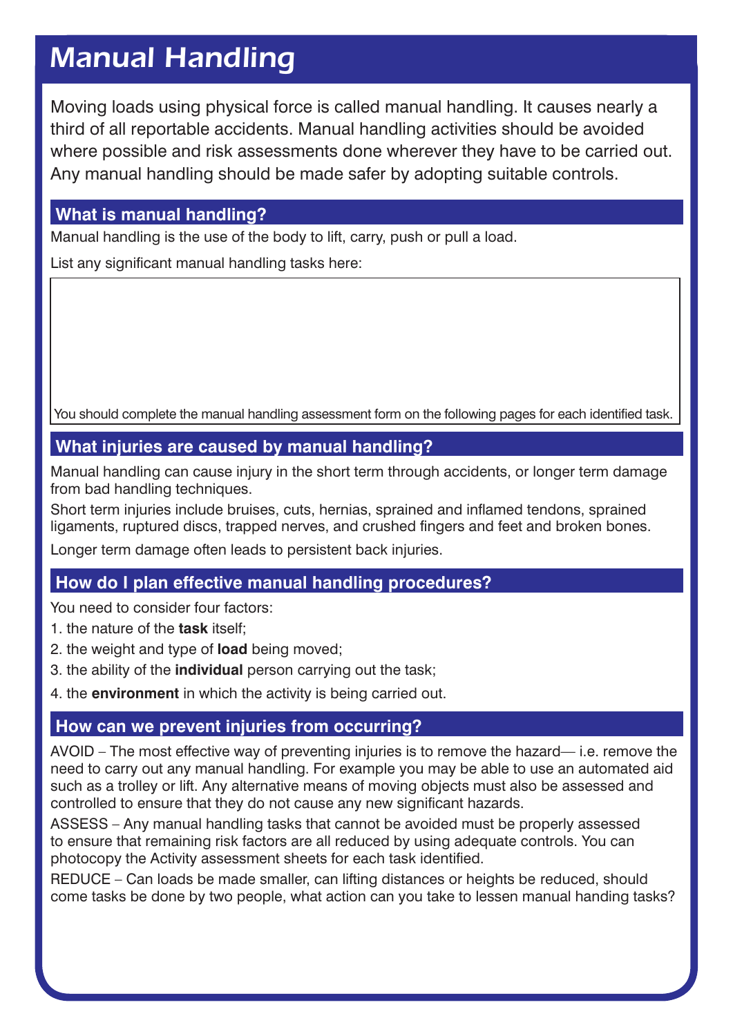# Manual Handling

Moving loads using physical force is called manual handling. It causes nearly a third of all reportable accidents. Manual handling activities should be avoided where possible and risk assessments done wherever they have to be carried out. Any manual handling should be made safer by adopting suitable controls.

## What is manual handling?

Manual handling is the use of the body to lift, carry, push or pull a load.

List any significant manual handling tasks here:

| |
|---|
| You should complete the manual handling assessment form on the following pages for each identified task. |

## What injuries are caused by manual handling?

Manual handling can cause injury in the short term through accidents, or longer term damage from bad handling techniques.

Short term injuries include bruises, cuts, hernias, sprained and inflamed tendons, sprained ligaments, ruptured discs, trapped nerves, and crushed fingers and feet and broken bones.

Longer term damage often leads to persistent back injuries.

## How do I plan effective manual handling procedures?

You need to consider four factors:

1. the nature of the **task** itself;
2. the weight and type of **load** being moved;
3. the ability of the **individual** person carrying out the task;
4. the **environment** in which the activity is being carried out.

## How can we prevent injuries from occurring?

AVOID – The most effective way of preventing injuries is to remove the hazard— i.e. remove the need to carry out any manual handling. For example you may be able to use an automated aid such as a trolley or lift. Any alternative means of moving objects must also be assessed and controlled to ensure that they do not cause any new significant hazards.

ASSESS – Any manual handling tasks that cannot be avoided must be properly assessed to ensure that remaining risk factors are all reduced by using adequate controls. You can photocopy the Activity assessment sheets for each task identified.

REDUCE – Can loads be made smaller, can lifting distances or heights be reduced, should come tasks be done by two people, what action can you take to lessen manual handing tasks?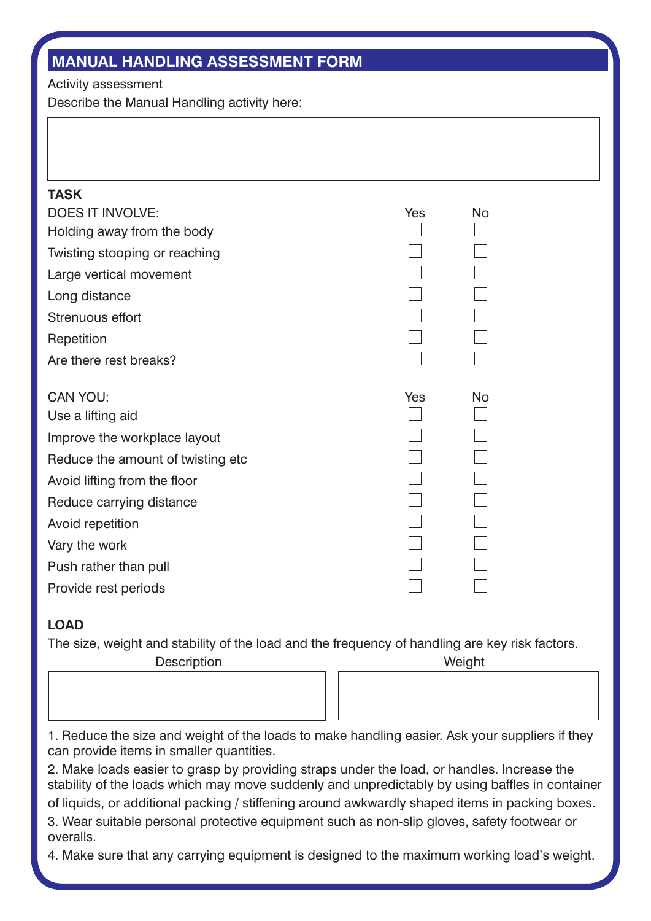## MANUAL HANDLING ASSESSMENT FORM

Activity assessment

Describe the Manual Handling activity here:

&nbsp;

**TASK**

| DOES IT INVOLVE: | Yes | No |
|---|---|---|
| Holding away from the body | ☐ | ☐ |
| Twisting stooping or reaching | ☐ | ☐ |
| Large vertical movement | ☐ | ☐ |
| Long distance | ☐ | ☐ |
| Strenuous effort | ☐ | ☐ |
| Repetition | ☐ | ☐ |
| Are there rest breaks? | ☐ | ☐ |

| CAN YOU: | Yes | No |
|---|---|---|
| Use a lifting aid | ☐ | ☐ |
| Improve the workplace layout | ☐ | ☐ |
| Reduce the amount of twisting etc | ☐ | ☐ |
| Avoid lifting from the floor | ☐ | ☐ |
| Reduce carrying distance | ☐ | ☐ |
| Avoid repetition | ☐ | ☐ |
| Vary the work | ☐ | ☐ |
| Push rather than pull | ☐ | ☐ |
| Provide rest periods | ☐ | ☐ |

**LOAD**

The size, weight and stability of the load and the frequency of handling are key risk factors.

| Description | Weight |
|---|---|
| | |

1. Reduce the size and weight of the loads to make handling easier. Ask your suppliers if they can provide items in smaller quantities.
2. Make loads easier to grasp by providing straps under the load, or handles. Increase the stability of the loads which may move suddenly and unpredictably by using baffles in container of liquids, or additional packing / stiffening around awkwardly shaped items in packing boxes.
3. Wear suitable personal protective equipment such as non-slip gloves, safety footwear or overalls.
4. Make sure that any carrying equipment is designed to the maximum working load's weight.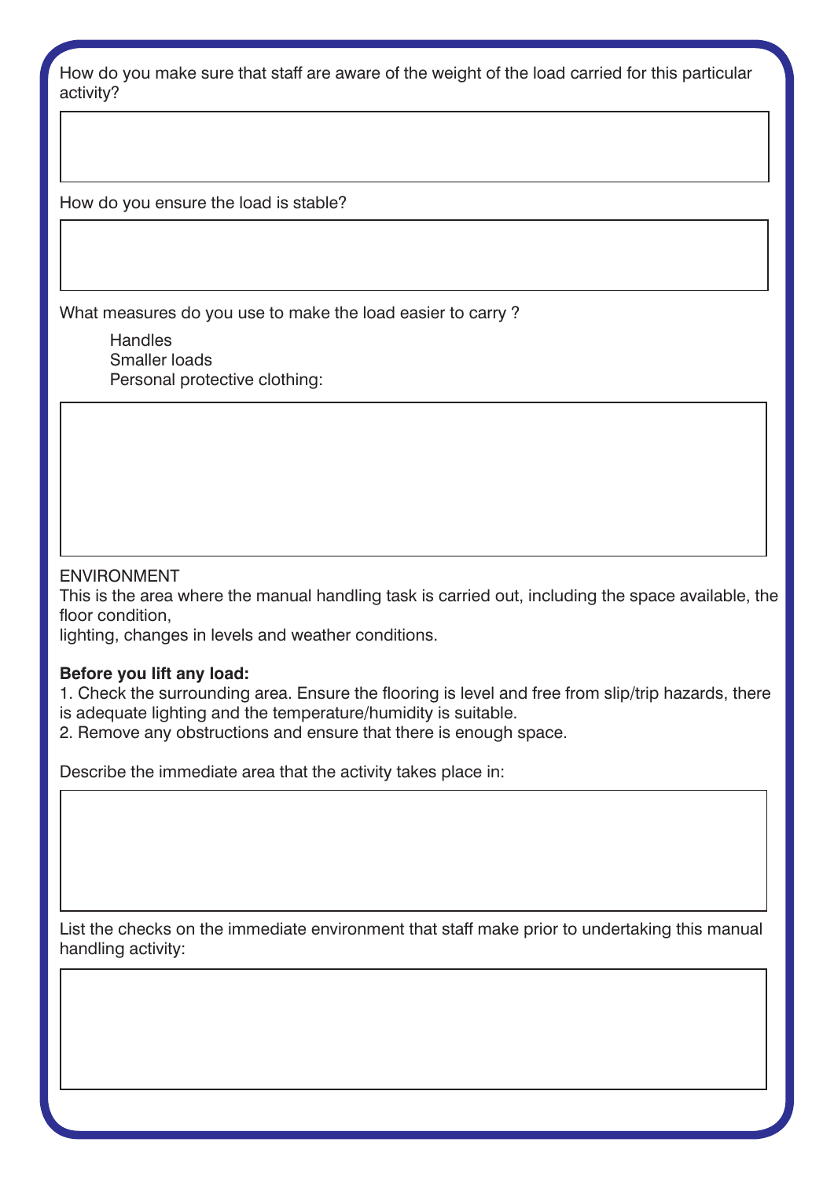How do you make sure that staff are aware of the weight of the load carried for this particular activity?

How do you ensure the load is stable?

What measures do you use to make the load easier to carry ?

Handles
Smaller loads
Personal protective clothing:

ENVIRONMENT

This is the area where the manual handling task is carried out, including the space available, the floor condition,
lighting, changes in levels and weather conditions.

**Before you lift any load:**

1. Check the surrounding area. Ensure the flooring is level and free from slip/trip hazards, there is adequate lighting and the temperature/humidity is suitable.
2. Remove any obstructions and ensure that there is enough space.

Describe the immediate area that the activity takes place in:

List the checks on the immediate environment that staff make prior to undertaking this manual handling activity: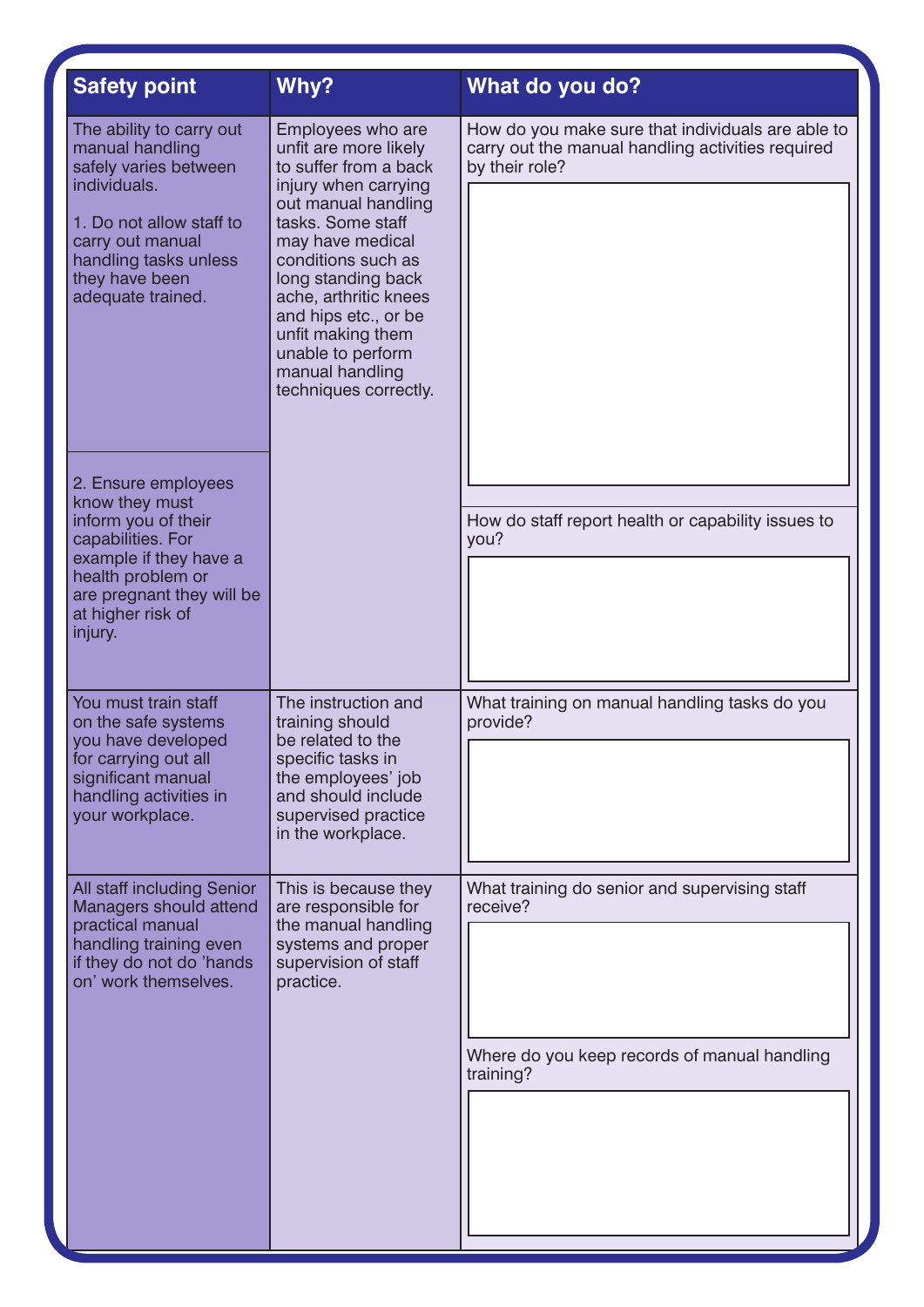| Safety point | Why? | What do you do? |
| --- | --- | --- |
| The ability to carry out manual handling safely varies between individuals.<br><br>1. Do not allow staff to carry out manual handling tasks unless they have been adequate trained. | Employees who are unfit are more likely to suffer from a back injury when carrying out manual handling tasks. Some staff may have medical conditions such as long standing back ache, arthritic knees and hips etc., or be unfit making them unable to perform manual handling techniques correctly. | How do you make sure that individuals are able to carry out the manual handling activities required by their role? |
| 2. Ensure employees know they must inform you of their capabilities. For example if they have a health problem or are pregnant they will be at higher risk of injury. | | How do staff report health or capability issues to you? |
| You must train staff on the safe systems you have developed for carrying out all significant manual handling activities in your workplace. | The instruction and training should be related to the specific tasks in the employees' job and should include supervised practice in the workplace. | What training on manual handling tasks do you provide? |
| All staff including Senior Managers should attend practical manual handling training even if they do not do 'hands on' work themselves. | This is because they are responsible for the manual handling systems and proper supervision of staff practice. | What training do senior and supervising staff receive?<br><br>Where do you keep records of manual handling training? |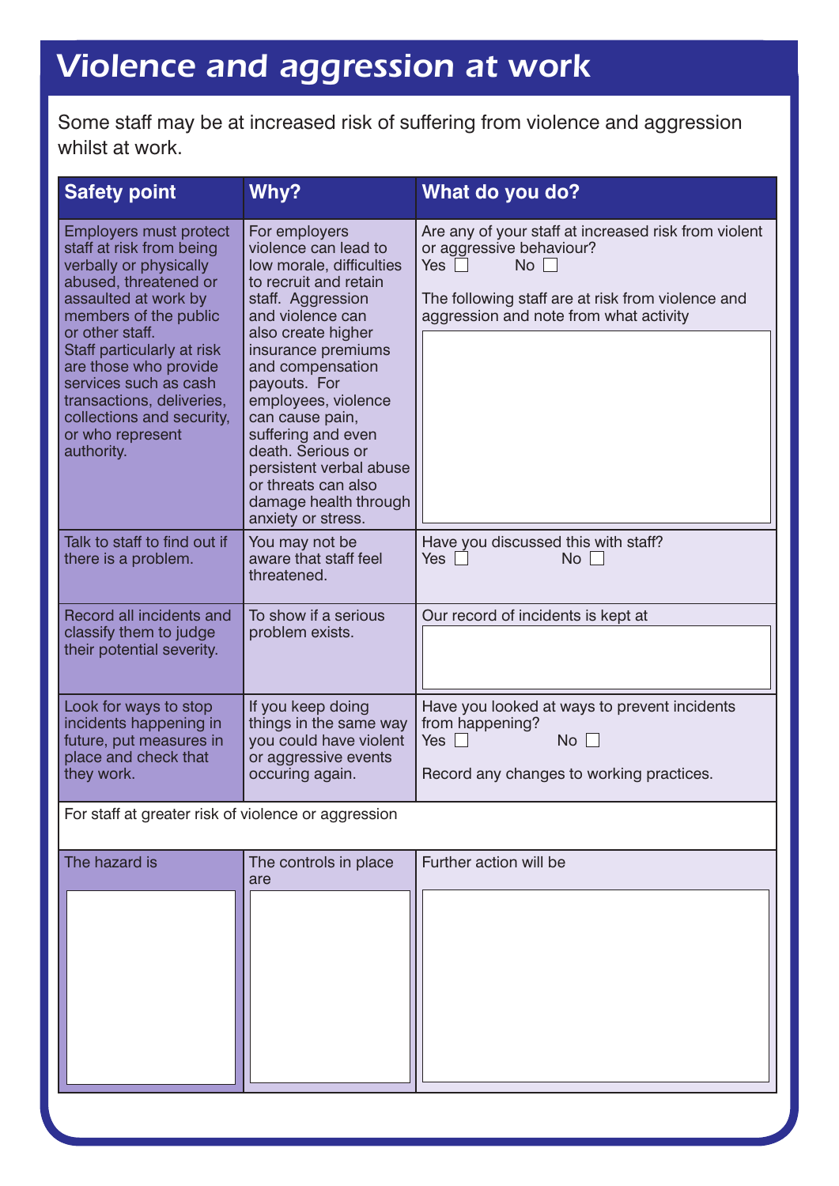# Violence and aggression at work

Some staff may be at increased risk of suffering from violence and aggression whilst at work.

| Safety point | Why? | What do you do? |
|---|---|---|
| Employers must protect staff at risk from being verbally or physically abused, threatened or assaulted at work by members of the public or other staff. Staff particularly at risk are those who provide services such as cash transactions, deliveries, collections and security, or who represent authority. | For employers violence can lead to low morale, difficulties to recruit and retain staff. Aggression and violence can also create higher insurance premiums and compensation payouts. For employees, violence can cause pain, suffering and even death. Serious or persistent verbal abuse or threats can also damage health through anxiety or stress. | Are any of your staff at increased risk from violent or aggressive behaviour? Yes ☐ No ☐<br><br>The following staff are at risk from violence and aggression and note from what activity |
| Talk to staff to find out if there is a problem. | You may not be aware that staff feel threatened. | Have you discussed this with staff? Yes ☐ No ☐ |
| Record all incidents and classify them to judge their potential severity. | To show if a serious problem exists. | Our record of incidents is kept at |
| Look for ways to stop incidents happening in future, put measures in place and check that they work. | If you keep doing things in the same way you could have violent or aggressive events occuring again. | Have you looked at ways to prevent incidents from happening? Yes ☐ No ☐<br><br>Record any changes to working practices. |
| For staff at greater risk of violence or aggression | | |
| The hazard is | The controls in place are | Further action will be |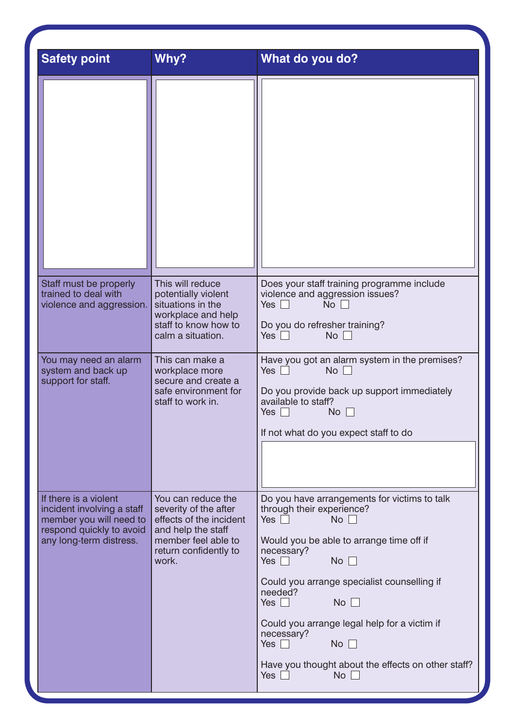| Safety point | Why? | What do you do? |
|---|---|---|
| | | |
| Staff must be properly trained to deal with violence and aggression. | This will reduce potentially violent situations in the workplace and help staff to know how to calm a situation. | Does your staff training programme include violence and aggression issues?<br>Yes ☐ No ☐<br><br>Do you do refresher training?<br>Yes ☐ No ☐ |
| You may need an alarm system and back up support for staff. | This can make a workplace more secure and create a safe environment for staff to work in. | Have you got an alarm system in the premises?<br>Yes ☐ No ☐<br><br>Do you provide back up support immediately available to staff?<br>Yes ☐ No ☐<br><br>If not what do you expect staff to do |
| If there is a violent incident involving a staff member you will need to respond quickly to avoid any long-term distress. | You can reduce the severity of the after effects of the incident and help the staff member feel able to return confidently to work. | Do you have arrangements for victims to talk through their experience?<br>Yes ☐ No ☐<br><br>Would you be able to arrange time off if necessary?<br>Yes ☐ No ☐<br><br>Could you arrange specialist counselling if needed?<br>Yes ☐ No ☐<br><br>Could you arrange legal help for a victim if necessary?<br>Yes ☐ No ☐<br><br>Have you thought about the effects on other staff?<br>Yes ☐ No ☐ |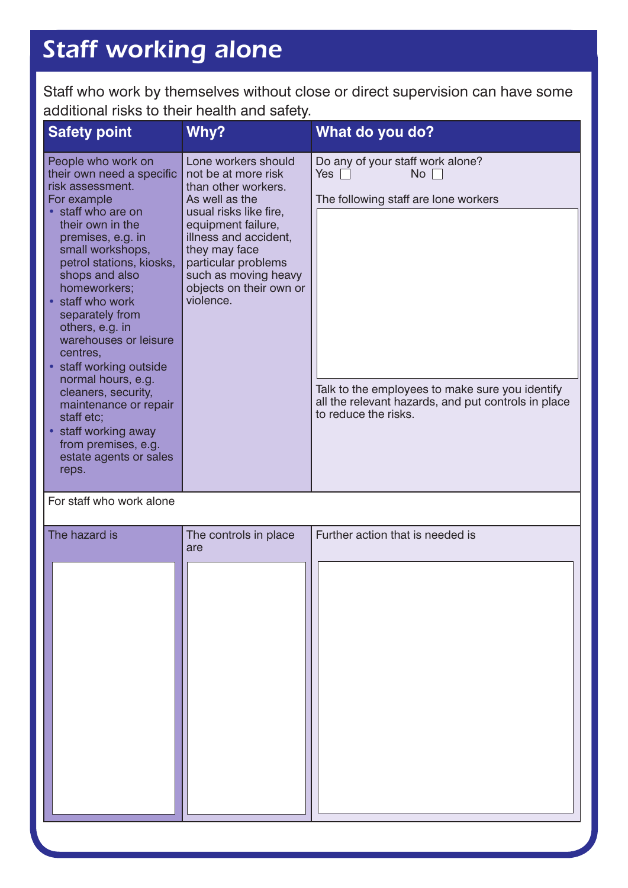# Staff working alone

Staff who work by themselves without close or direct supervision can have some additional risks to their health and safety.

| Safety point | Why? | What do you do? |
|---|---|---|
| People who work on their own need a specific risk assessment.<br>For example<br>• staff who are on their own in the premises, e.g. in small workshops, petrol stations, kiosks, shops and also homeworkers;<br>• staff who work separately from others, e.g. in warehouses or leisure centres,<br>• staff working outside normal hours, e.g. cleaners, security, maintenance or repair staff etc;<br>• staff working away from premises, e.g. estate agents or sales reps. | Lone workers should not be at more risk than other workers. As well as the usual risks like fire, equipment failure, illness and accident, they may face particular problems such as moving heavy objects on their own or violence. | Do any of your staff work alone?<br>Yes ☐ No ☐<br><br>The following staff are lone workers<br><br><br><br>Talk to the employees to make sure you identify all the relevant hazards, and put controls in place to reduce the risks. |
| For staff who work alone | | |
| The hazard is | The controls in place are | Further action that is needed is |
| | | |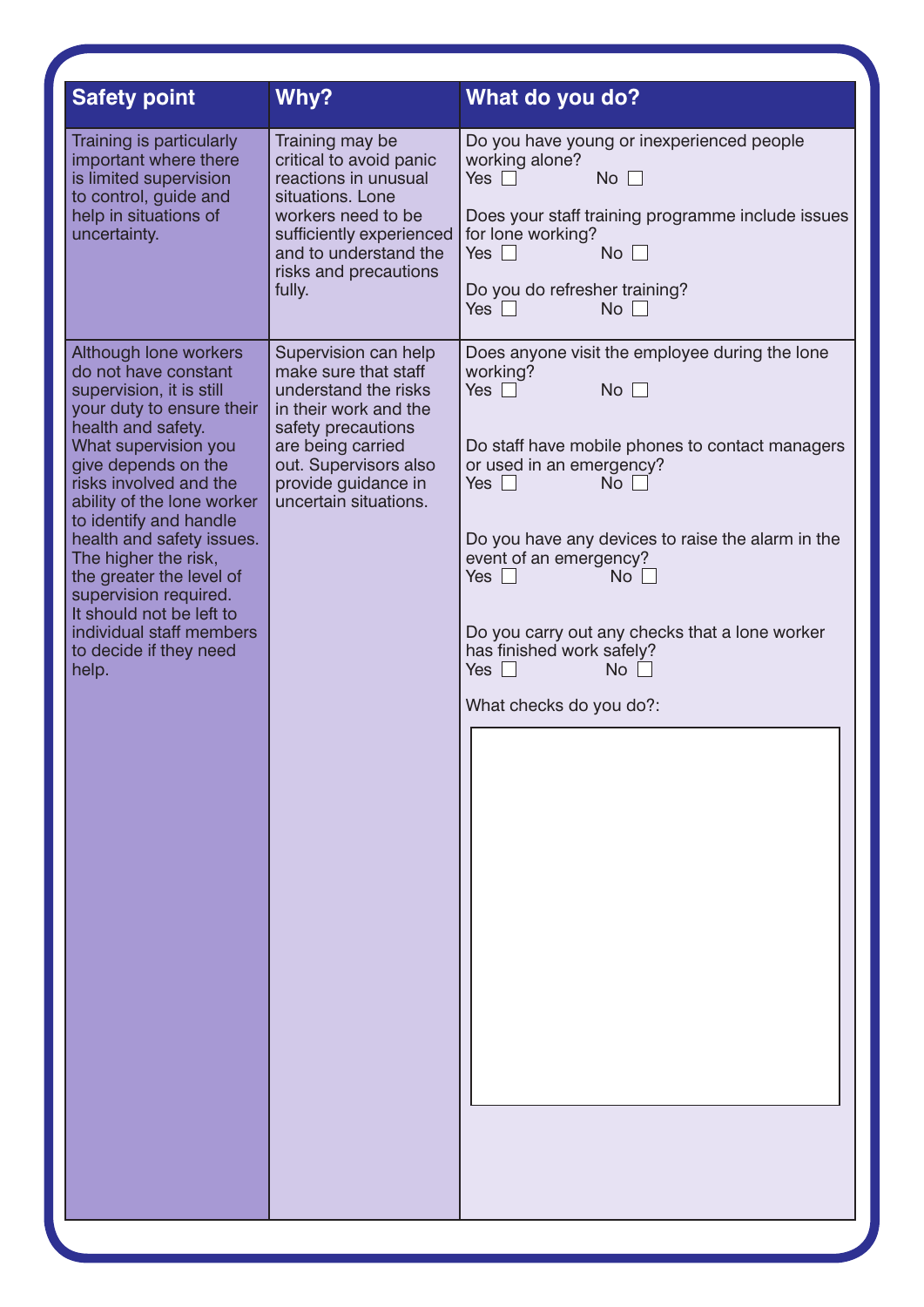| Safety point | Why? | What do you do? |
| --- | --- | --- |
| Training is particularly important where there is limited supervision to control, guide and help in situations of uncertainty. | Training may be critical to avoid panic reactions in unusual situations. Lone workers need to be sufficiently experienced and to understand the risks and precautions fully. | Do you have young or inexperienced people working alone?<br>Yes ☐ No ☐<br><br>Does your staff training programme include issues for lone working?<br>Yes ☐ No ☐<br><br>Do you do refresher training?<br>Yes ☐ No ☐ |
| Although lone workers do not have constant supervision, it is still your duty to ensure their health and safety.<br>What supervision you give depends on the risks involved and the ability of the lone worker to identify and handle health and safety issues.<br>The higher the risk, the greater the level of supervision required.<br>It should not be left to individual staff members to decide if they need help. | Supervision can help make sure that staff understand the risks in their work and the safety precautions are being carried out. Supervisors also provide guidance in uncertain situations. | Does anyone visit the employee during the lone working?<br>Yes ☐ No ☐<br><br>Do staff have mobile phones to contact managers or used in an emergency?<br>Yes ☐ No ☐<br><br>Do you have any devices to raise the alarm in the event of an emergency?<br>Yes ☐ No ☐<br><br>Do you carry out any checks that a lone worker has finished work safely?<br>Yes ☐ No ☐<br><br>What checks do you do?: |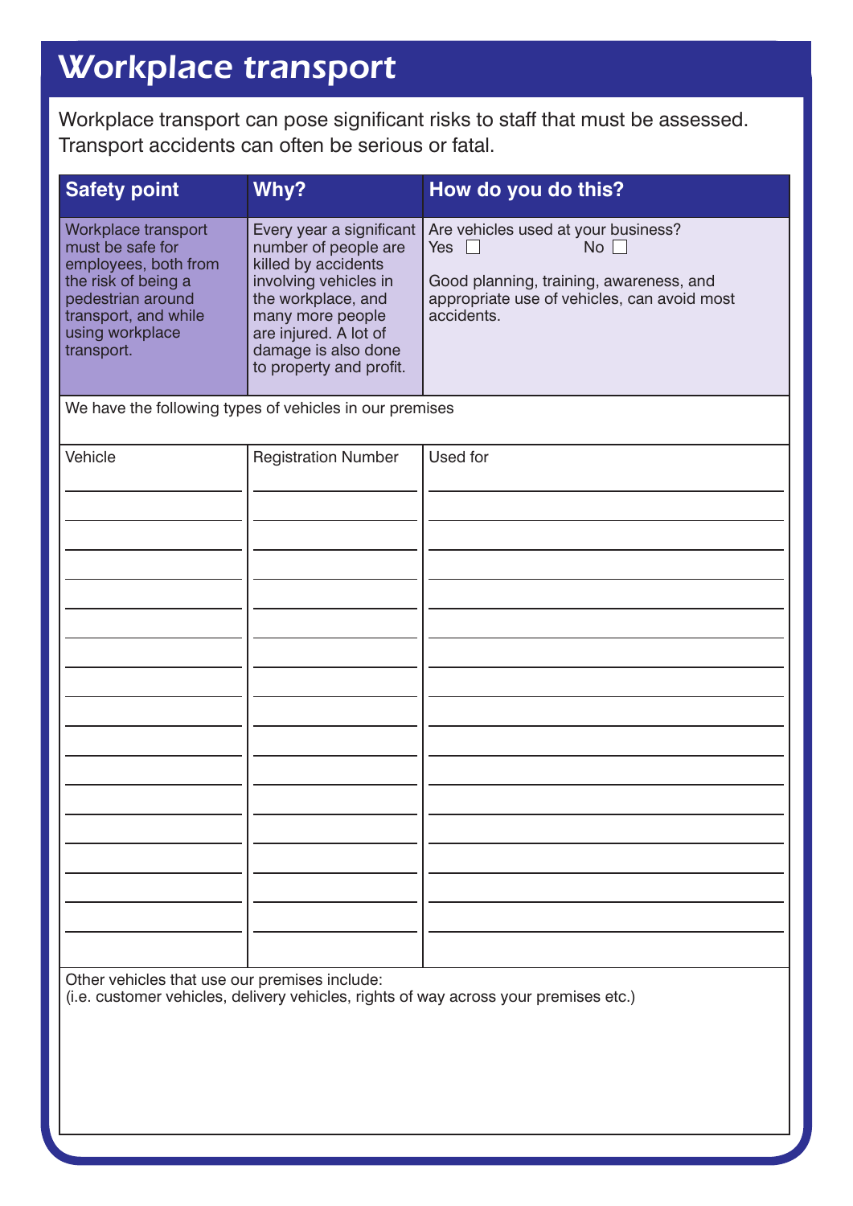# Workplace transport

Workplace transport can pose significant risks to staff that must be assessed. Transport accidents can often be serious or fatal.

| Safety point | Why? | How do you do this? |
|---|---|---|
| Workplace transport must be safe for employees, both from the risk of being a pedestrian around transport, and while using workplace transport. | Every year a significant number of people are killed by accidents involving vehicles in the workplace, and many more people are injured. A lot of damage is also done to property and profit. | Are vehicles used at your business?<br>Yes ☐ No ☐<br><br>Good planning, training, awareness, and appropriate use of vehicles, can avoid most accidents. |

We have the following types of vehicles in our premises

| Vehicle | Registration Number | Used for |
|---|---|---|
| | | |
| | | |
| | | |
| | | |
| | | |
| | | |
| | | |
| | | |
| | | |
| | | |
| | | |
| | | |
| | | |
| | | |
| | | |
| | | |

Other vehicles that use our premises include:
(i.e. customer vehicles, delivery vehicles, rights of way across your premises etc.)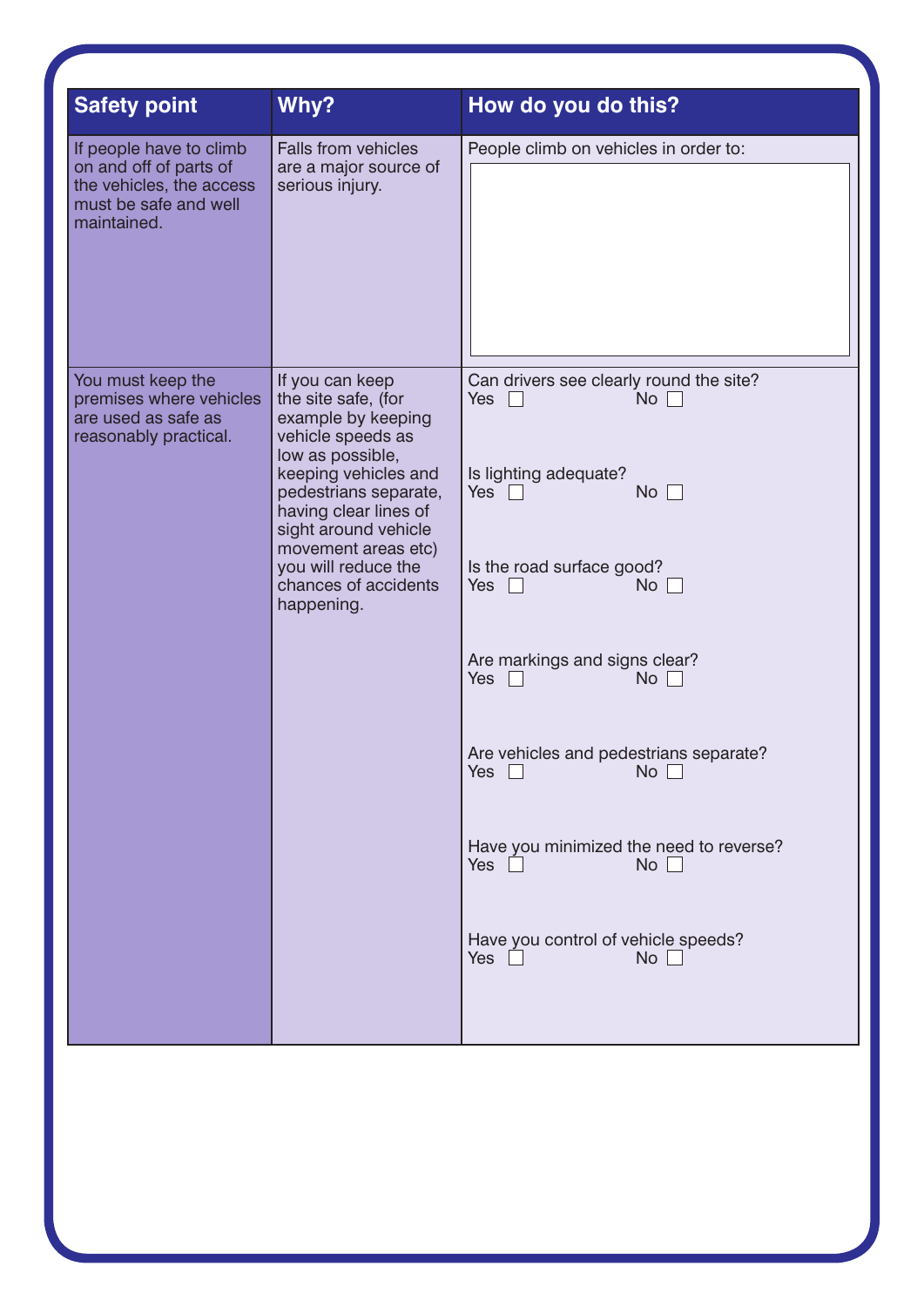| Safety point | Why? | How do you do this? |
|---|---|---|
| If people have to climb on and off of parts of the vehicles, the access must be safe and well maintained. | Falls from vehicles are a major source of serious injury. | People climb on vehicles in order to: |
| You must keep the premises where vehicles are used as safe as reasonably practical. | If you can keep the site safe, (for example by keeping vehicle speeds as low as possible, keeping vehicles and pedestrians separate, having clear lines of sight around vehicle movement areas etc) you will reduce the chances of accidents happening. | Can drivers see clearly round the site?<br>Yes ☐ No ☐<br><br>Is lighting adequate?<br>Yes ☐ No ☐<br><br>Is the road surface good?<br>Yes ☐ No ☐<br><br>Are markings and signs clear?<br>Yes ☐ No ☐<br><br>Are vehicles and pedestrians separate?<br>Yes ☐ No ☐<br><br>Have you minimized the need to reverse?<br>Yes ☐ No ☐<br><br>Have you control of vehicle speeds?<br>Yes ☐ No ☐ |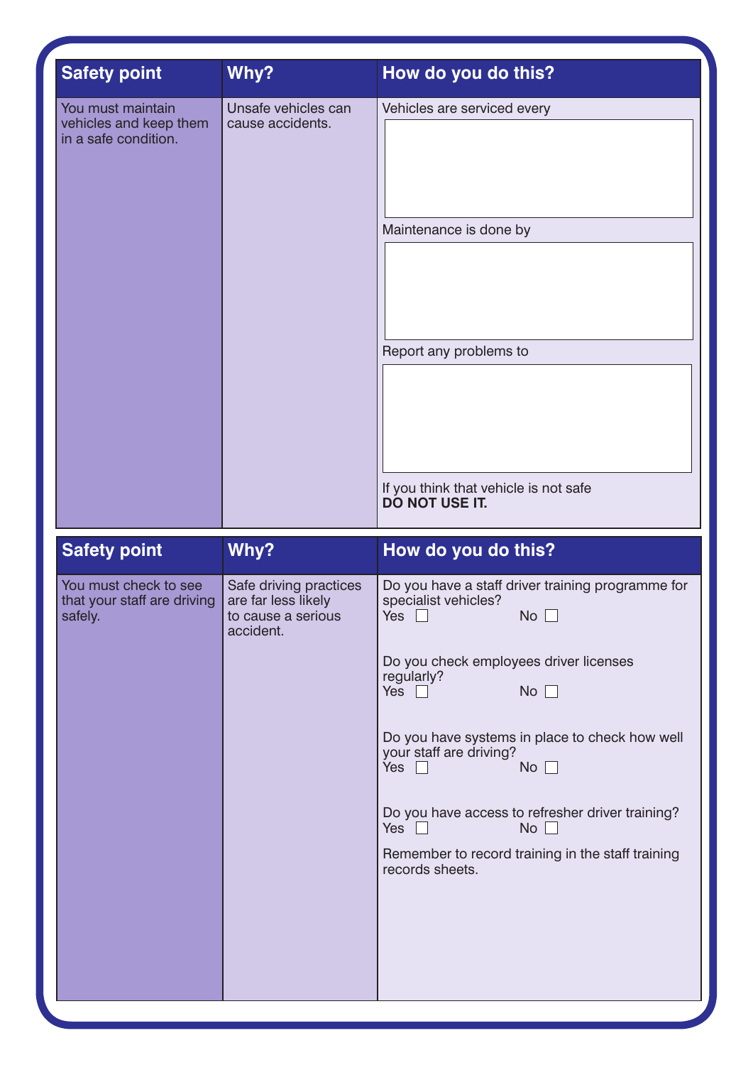| Safety point | Why? | How do you do this? |
|---|---|---|
| You must maintain vehicles and keep them in a safe condition. | Unsafe vehicles can cause accidents. | Vehicles are serviced every<br><br>Maintenance is done by<br><br>Report any problems to<br><br>If you think that vehicle is not safe **DO NOT USE IT.** |

| Safety point | Why? | How do you do this? |
|---|---|---|
| You must check to see that your staff are driving safely. | Safe driving practices are far less likely to cause a serious accident. | Do you have a staff driver training programme for specialist vehicles?<br>Yes ☐ No ☐<br><br>Do you check employees driver licenses regularly?<br>Yes ☐ No ☐<br><br>Do you have systems in place to check how well your staff are driving?<br>Yes ☐ No ☐<br><br>Do you have access to refresher driver training?<br>Yes ☐ No ☐<br><br>Remember to record training in the staff training records sheets. |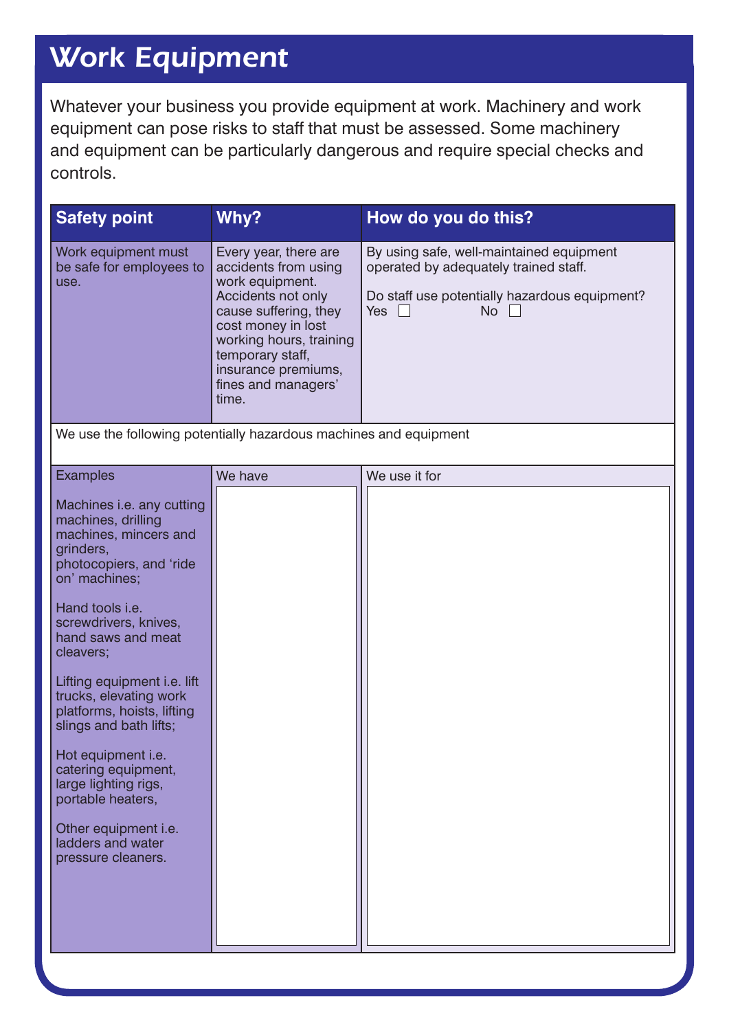# Work Equipment

Whatever your business you provide equipment at work. Machinery and work equipment can pose risks to staff that must be assessed. Some machinery and equipment can be particularly dangerous and require special checks and controls.

| Safety point | Why? | How do you do this? |
| --- | --- | --- |
| Work equipment must be safe for employees to use. | Every year, there are accidents from using work equipment. Accidents not only cause suffering, they cost money in lost working hours, training temporary staff, insurance premiums, fines and managers' time. | By using safe, well-maintained equipment operated by adequately trained staff.<br><br>Do staff use potentially hazardous equipment?<br>Yes ☐ No ☐ |
| We use the following potentially hazardous machines and equipment | | |
| Examples<br><br>Machines i.e. any cutting machines, drilling machines, mincers and grinders, photocopiers, and 'ride on' machines;<br><br>Hand tools i.e. screwdrivers, knives, hand saws and meat cleavers;<br><br>Lifting equipment i.e. lift trucks, elevating work platforms, hoists, lifting slings and bath lifts;<br><br>Hot equipment i.e. catering equipment, large lighting rigs, portable heaters,<br><br>Other equipment i.e. ladders and water pressure cleaners. | We have | We use it for |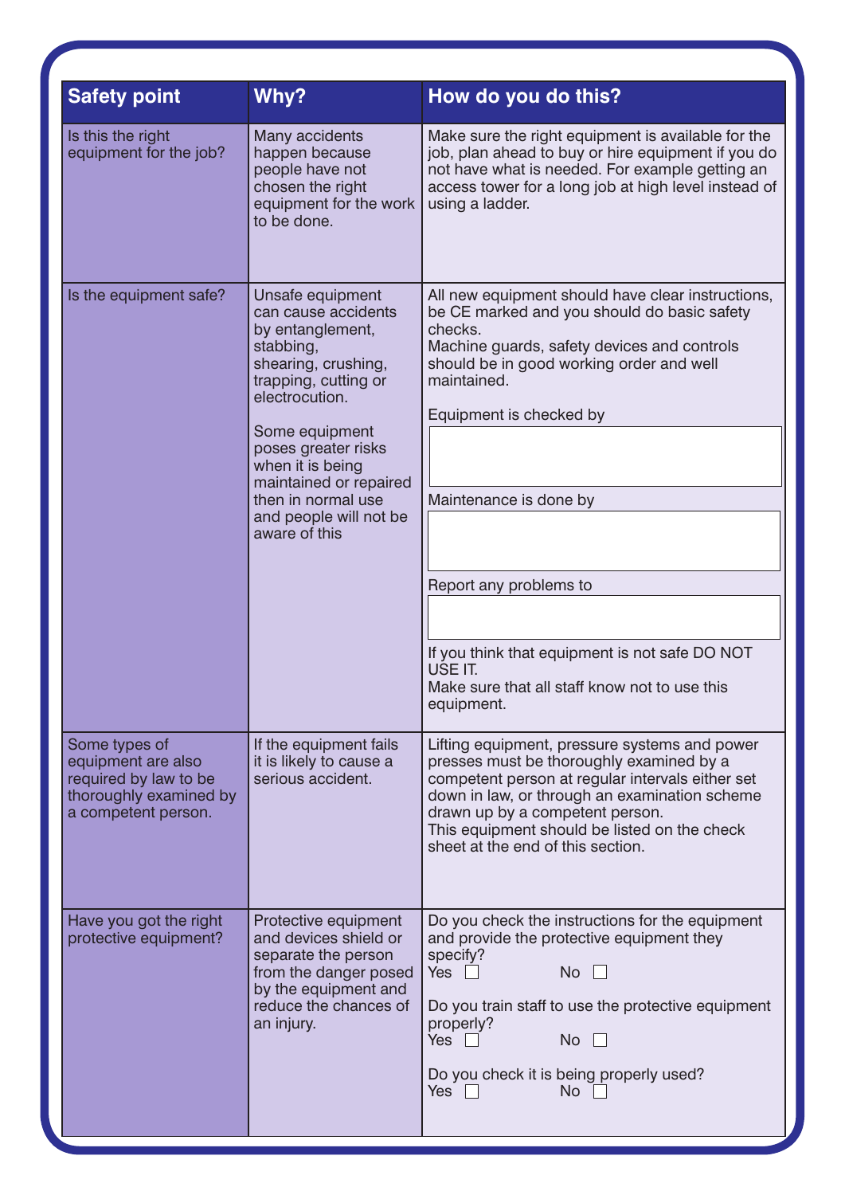| Safety point | Why? | How do you do this? |
| --- | --- | --- |
| Is this the right equipment for the job? | Many accidents happen because people have not chosen the right equipment for the work to be done. | Make sure the right equipment is available for the job, plan ahead to buy or hire equipment if you do not have what is needed. For example getting an access tower for a long job at high level instead of using a ladder. |
| Is the equipment safe? | Unsafe equipment can cause accidents by entanglement, stabbing, shearing, crushing, trapping, cutting or electrocution.<br><br>Some equipment poses greater risks when it is being maintained or repaired then in normal use and people will not be aware of this | All new equipment should have clear instructions, be CE marked and you should do basic safety checks.<br>Machine guards, safety devices and controls should be in good working order and well maintained.<br><br>Equipment is checked by<br><br>Maintenance is done by<br><br>Report any problems to<br><br>If you think that equipment is not safe DO NOT USE IT.<br>Make sure that all staff know not to use this equipment. |
| Some types of equipment are also required by law to be thoroughly examined by a competent person. | If the equipment fails it is likely to cause a serious accident. | Lifting equipment, pressure systems and power presses must be thoroughly examined by a competent person at regular intervals either set down in law, or through an examination scheme drawn up by a competent person.<br>This equipment should be listed on the check sheet at the end of this section. |
| Have you got the right protective equipment? | Protective equipment and devices shield or separate the person from the danger posed by the equipment and reduce the chances of an injury. | Do you check the instructions for the equipment and provide the protective equipment they specify?<br>Yes ☐ No ☐<br><br>Do you train staff to use the protective equipment properly?<br>Yes ☐ No ☐<br><br>Do you check it is being properly used?<br>Yes ☐ No ☐ |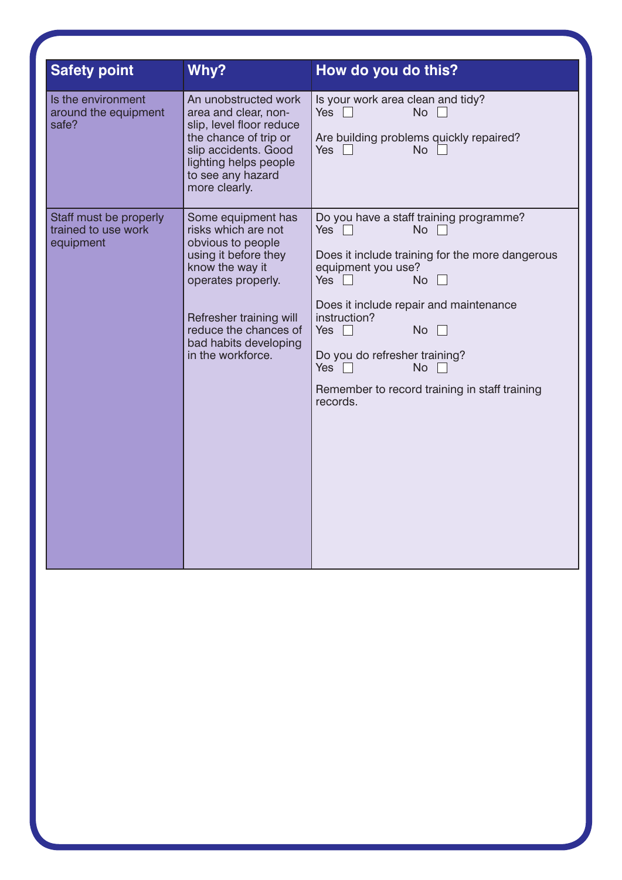| Safety point | Why? | How do you do this? |
|---|---|---|
| Is the environment around the equipment safe? | An unobstructed work area and clear, non-slip, level floor reduce the chance of trip or slip accidents. Good lighting helps people to see any hazard more clearly. | Is your work area clean and tidy?<br>Yes ☐ No ☐<br><br>Are building problems quickly repaired?<br>Yes ☐ No ☐ |
| Staff must be properly trained to use work equipment | Some equipment has risks which are not obvious to people using it before they know the way it operates properly.<br><br>Refresher training will reduce the chances of bad habits developing in the workforce. | Do you have a staff training programme?<br>Yes ☐ No ☐<br><br>Does it include training for the more dangerous equipment you use?<br>Yes ☐ No ☐<br><br>Does it include repair and maintenance instruction?<br>Yes ☐ No ☐<br><br>Do you do refresher training?<br>Yes ☐ No ☐<br><br>Remember to record training in staff training records. |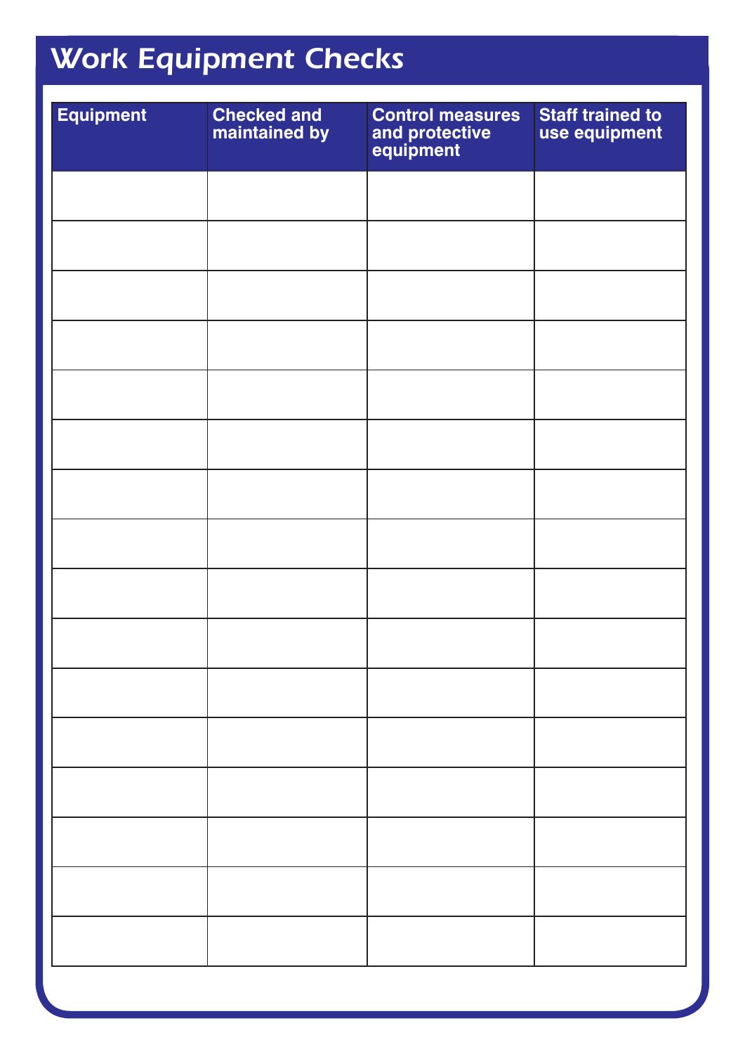# Work Equipment Checks

| Equipment | Checked and maintained by | Control measures and protective equipment | Staff trained to use equipment |
|---|---|---|---|
| | | | |
| | | | |
| | | | |
| | | | |
| | | | |
| | | | |
| | | | |
| | | | |
| | | | |
| | | | |
| | | | |
| | | | |
| | | | |
| | | | |
| | | | |
| | | | |